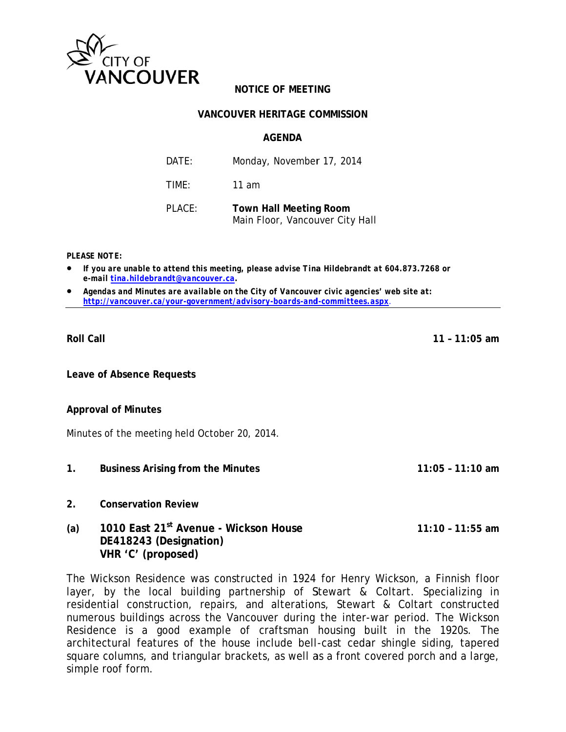CITY OF VANCOUVER

**NOTICE OF MEETING**

**VANCOUVER HERITAGE COMMISSION**

**AGENDA**

| | |
|---|---|
| DATE: | Monday, November 17, 2014 |
| TIME: | 11 am |
| PLACE: | **Town Hall Meeting Room** Main Floor, Vancouver City Hall |

**PLEASE NOTE:**

- ***If you are unable to attend this meeting, please advise Tina Hildebrandt at 604.873.7268 or e-mail tina.hildebrandt@vancouver.ca.***
- ***Agendas and Minutes are available on the City of Vancouver civic agencies' web site at: http://vancouver.ca/your-government/advisory-boards-and-committees.aspx.***

---

**Roll Call** **11 – 11:05 am**

**Leave of Absence Requests**

**Approval of Minutes**

Minutes of the meeting held October 20, 2014.

**1. Business Arising from the Minutes** **11:05 – 11:10 am**

**2. Conservation Review**

**(a) 1010 East 21st Avenue - Wickson House** **11:10 – 11:55 am**
**DE418243 (Designation)**
**VHR 'C' (proposed)**

The Wickson Residence was constructed in 1924 for Henry Wickson, a Finnish floor layer, by the local building partnership of Stewart & Coltart. Specializing in residential construction, repairs, and alterations, Stewart & Coltart constructed numerous buildings across the Vancouver during the inter-war period. The Wickson Residence is a good example of craftsman housing built in the 1920s. The architectural features of the house include bell-cast cedar shingle siding, tapered square columns, and triangular brackets, as well as a front covered porch and a large, simple roof form.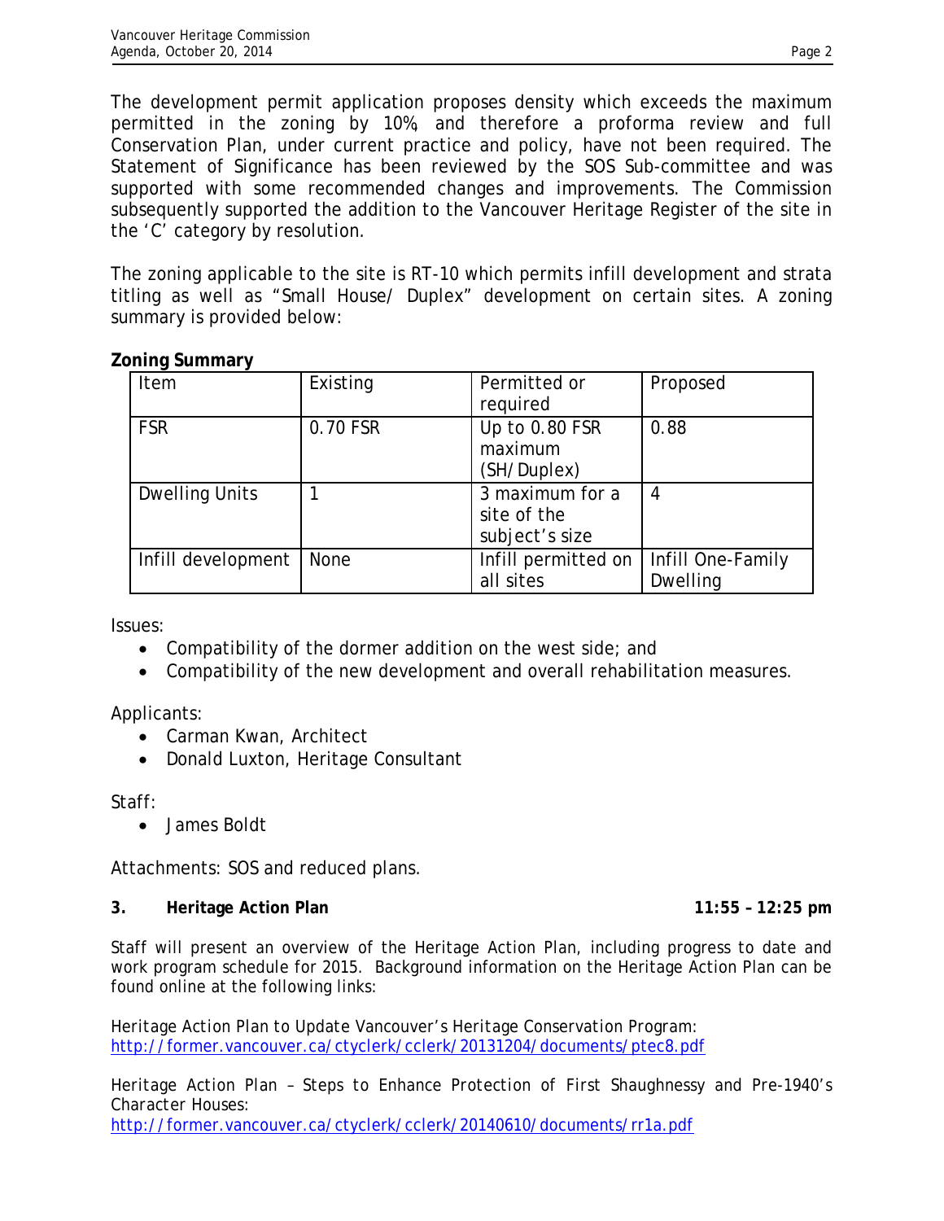The development permit application proposes density which exceeds the maximum permitted in the zoning by 10%, and therefore a proforma review and full Conservation Plan, under current practice and policy, have not been required. The Statement of Significance has been reviewed by the SOS Sub-committee and was supported with some recommended changes and improvements. The Commission subsequently supported the addition to the Vancouver Heritage Register of the site in the 'C' category by resolution.

The zoning applicable to the site is RT-10 which permits infill development and strata titling as well as "Small House/ Duplex" development on certain sites. A zoning summary is provided below:

**Zoning Summary**

| Item | Existing | Permitted or required | Proposed |
|---|---|---|---|
| FSR | 0.70 FSR | Up to 0.80 FSR maximum (SH/Duplex) | 0.88 |
| Dwelling Units | 1 | 3 maximum for a site of the subject's size | 4 |
| Infill development | None | Infill permitted on all sites | Infill One-Family Dwelling |

Issues:

- Compatibility of the dormer addition on the west side; and
- Compatibility of the new development and overall rehabilitation measures.

Applicants:

- Carman Kwan, Architect
- Donald Luxton, Heritage Consultant

Staff:

- James Boldt

Attachments: SOS and reduced plans.

**3. Heritage Action Plan** **11:55 – 12:25 pm**

Staff will present an overview of the Heritage Action Plan, including progress to date and work program schedule for 2015. Background information on the Heritage Action Plan can be found online at the following links:

Heritage Action Plan to Update Vancouver's Heritage Conservation Program:
http://former.vancouver.ca/ctyclerk/cclerk/20131204/documents/ptec8.pdf

Heritage Action Plan – Steps to Enhance Protection of First Shaughnessy and Pre-1940's Character Houses:
http://former.vancouver.ca/ctyclerk/cclerk/20140610/documents/rr1a.pdf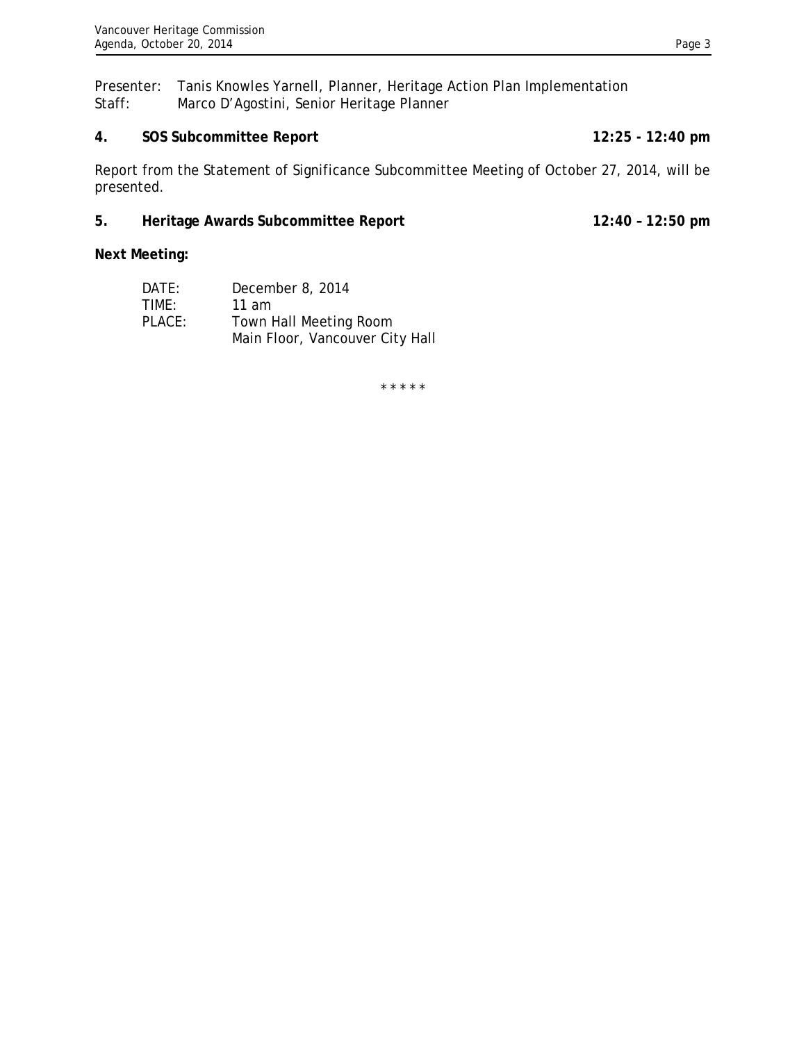Presenter: Tanis Knowles Yarnell, Planner, Heritage Action Plan Implementation
Staff: Marco D'Agostini, Senior Heritage Planner

**4. SOS Subcommittee Report 12:25 - 12:40 pm**

Report from the Statement of Significance Subcommittee Meeting of October 27, 2014, will be presented.

**5. Heritage Awards Subcommittee Report 12:40 – 12:50 pm**

**Next Meeting:**

| | |
|---|---|
| DATE: | December 8, 2014 |
| TIME: | 11 am |
| PLACE: | Town Hall Meeting Room<br>Main Floor, Vancouver City Hall |

\* \* \* \* \*